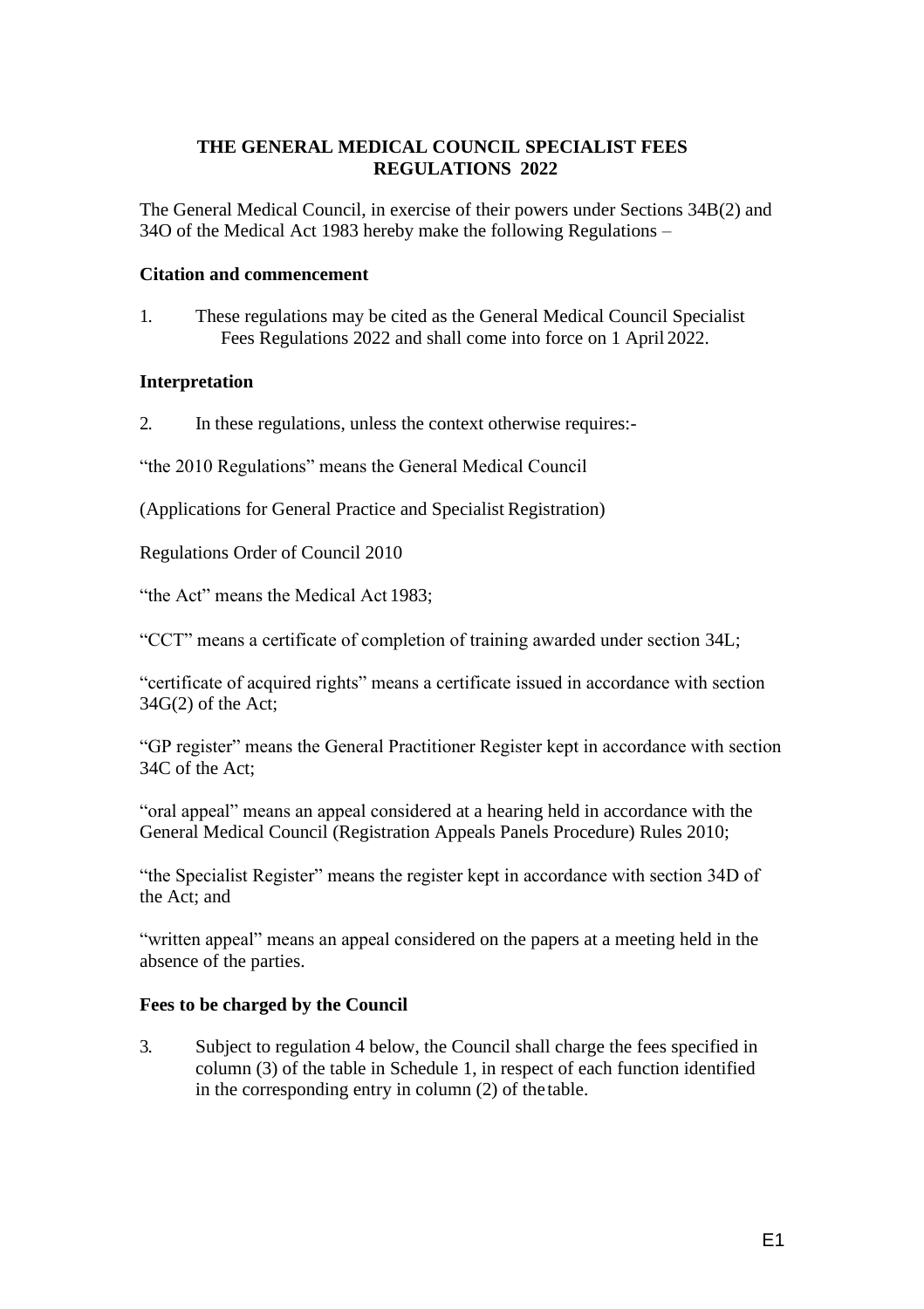# THE GENERAL MEDICAL COUNCIL SPECIALIST FEES REGULATIONS 2022

The General Medical Council, in exercise of their powers under Sections 34B(2) and 34O of the Medical Act 1983 hereby make the following Regulations –

### Citation and commencement

1. These regulations may be cited as the General Medical Council Specialist Fees Regulations 2022 and shall come into force on 1 April 2022.

### Interpretation

2. In these regulations, unless the context otherwise requires:-

"the 2010 Regulations" means the General Medical Council

(Applications for General Practice and Specialist Registration)

Regulations Order of Council 2010

"the Act" means the Medical Act 1983;

"CCT" means a certificate of completion of training awarded under section 34L;

"certificate of acquired rights" means a certificate issued in accordance with section 34G(2) of the Act;

"GP register" means the General Practitioner Register kept in accordance with section 34C of the Act;

"oral appeal" means an appeal considered at a hearing held in accordance with the General Medical Council (Registration Appeals Panels Procedure) Rules 2010;

"the Specialist Register" means the register kept in accordance with section 34D of the Act; and

"written appeal" means an appeal considered on the papers at a meeting held in the absence of the parties.

### Fees to be charged by the Council

3. Subject to regulation 4 below, the Council shall charge the fees specified in column (3) of the table in Schedule 1, in respect of each function identified in the corresponding entry in column (2) of the table.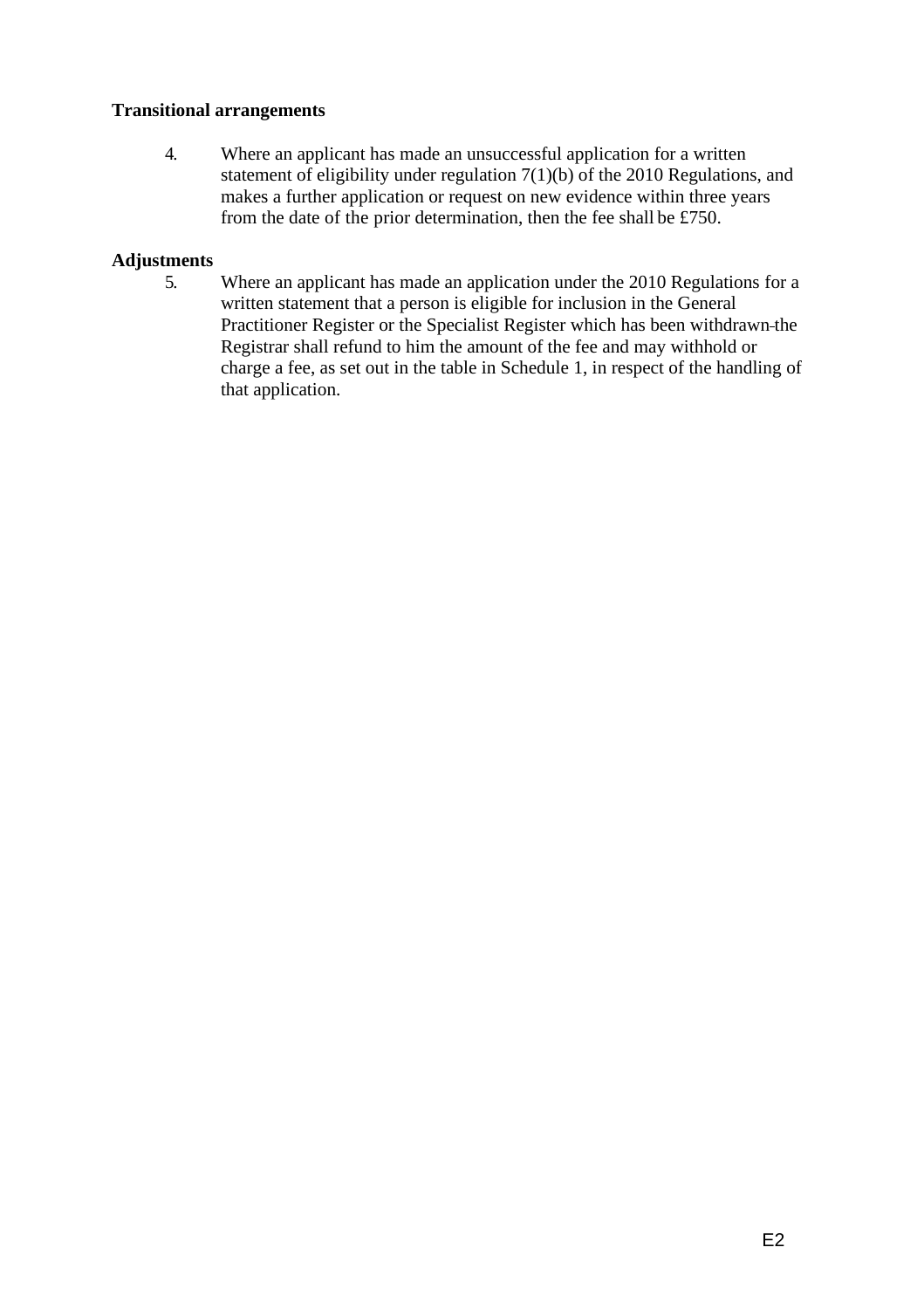**Transitional arrangements**

4. Where an applicant has made an unsuccessful application for a written statement of eligibility under regulation 7(1)(b) of the 2010 Regulations, and makes a further application or request on new evidence within three years from the date of the prior determination, then the fee shall be £750.

**Adjustments**

5. Where an applicant has made an application under the 2010 Regulations for a written statement that a person is eligible for inclusion in the General Practitioner Register or the Specialist Register which has been withdrawn the Registrar shall refund to him the amount of the fee and may withhold or charge a fee, as set out in the table in Schedule 1, in respect of the handling of that application.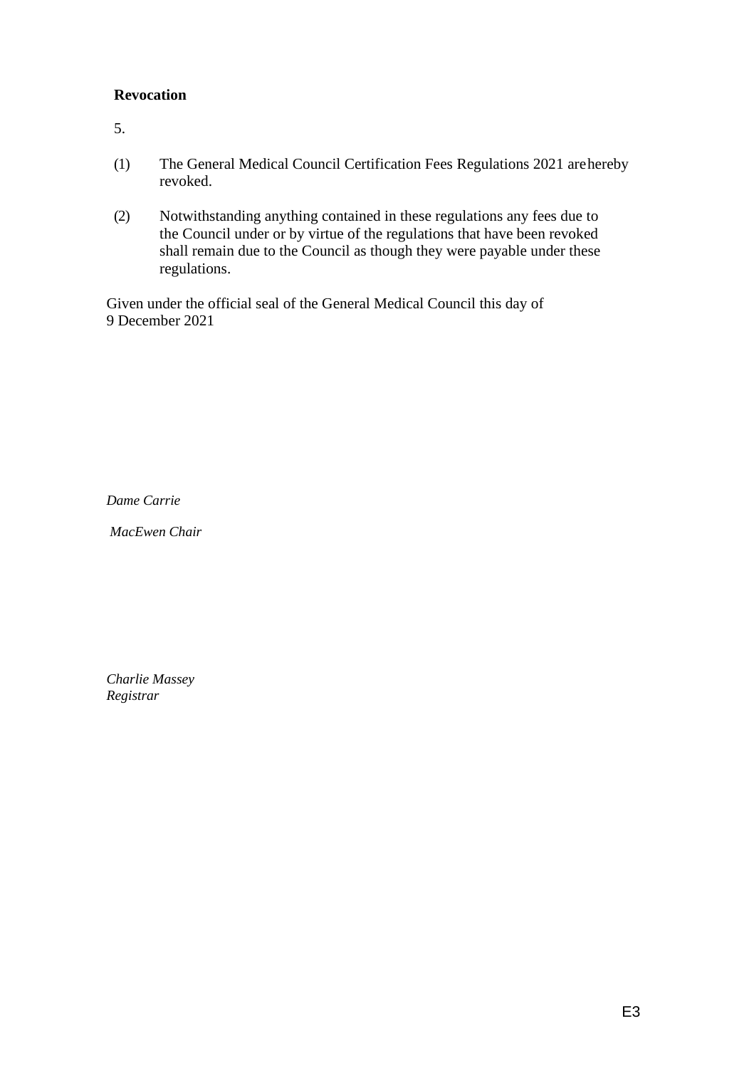**Revocation**

5.

(1) The General Medical Council Certification Fees Regulations 2021 arehereby revoked.

(2) Notwithstanding anything contained in these regulations any fees due to the Council under or by virtue of the regulations that have been revoked shall remain due to the Council as though they were payable under these regulations.

Given under the official seal of the General Medical Council this day of 9 December 2021

*Dame Carrie*

*MacEwen Chair*

*Charlie Massey*
*Registrar*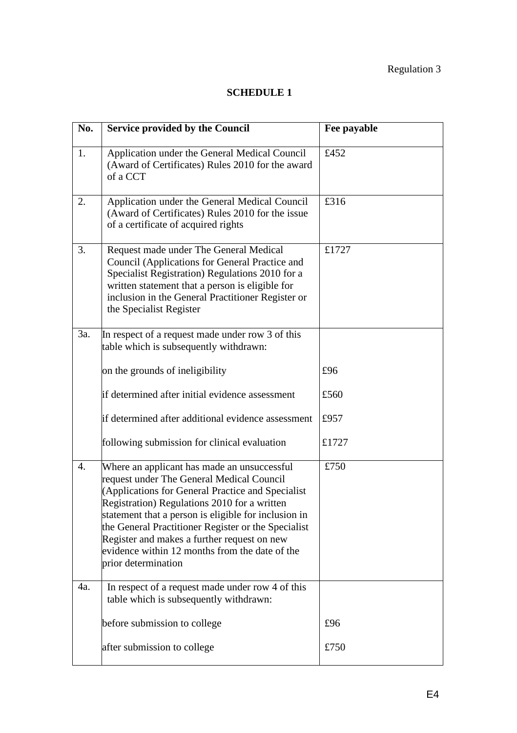Regulation 3

# SCHEDULE 1

| No. | Service provided by the Council | Fee payable |
|---|---|---|
| 1. | Application under the General Medical Council (Award of Certificates) Rules 2010 for the award of a CCT | £452 |
| 2. | Application under the General Medical Council (Award of Certificates) Rules 2010 for the issue of a certificate of acquired rights | £316 |
| 3. | Request made under The General Medical Council (Applications for General Practice and Specialist Registration) Regulations 2010 for a written statement that a person is eligible for inclusion in the General Practitioner Register or the Specialist Register | £1727 |
| 3a. | In respect of a request made under row 3 of this table which is subsequently withdrawn: | |
| | on the grounds of ineligibility | £96 |
| | if determined after initial evidence assessment | £560 |
| | if determined after additional evidence assessment | £957 |
| | following submission for clinical evaluation | £1727 |
| 4. | Where an applicant has made an unsuccessful request under The General Medical Council (Applications for General Practice and Specialist Registration) Regulations 2010 for a written statement that a person is eligible for inclusion in the General Practitioner Register or the Specialist Register and makes a further request on new evidence within 12 months from the date of the prior determination | £750 |
| 4a. | In respect of a request made under row 4 of this table which is subsequently withdrawn: | |
| | before submission to college | £96 |
| | after submission to college | £750 |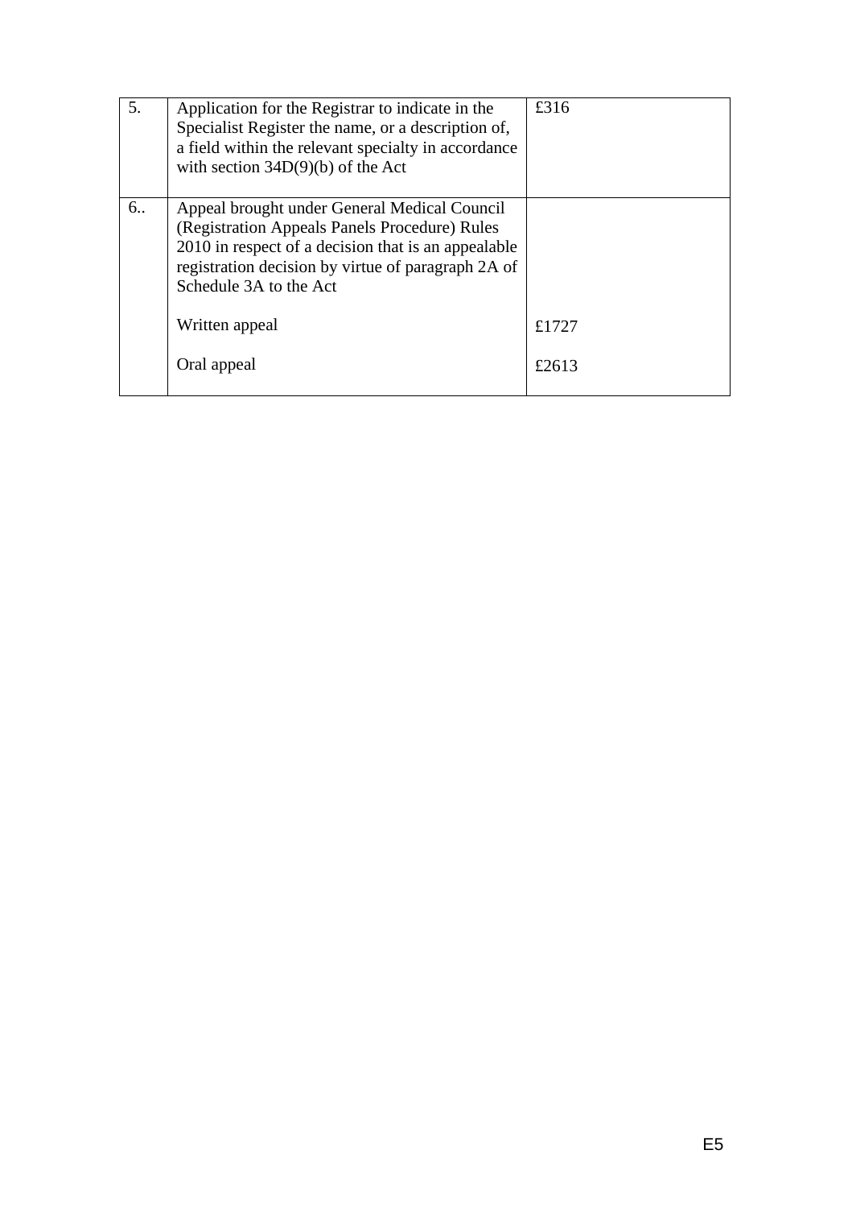| | | |
|---|---|---|
| 5. | Application for the Registrar to indicate in the Specialist Register the name, or a description of, a field within the relevant specialty in accordance with section 34D(9)(b) of the Act | £316 |
| 6.. | Appeal brought under General Medical Council (Registration Appeals Panels Procedure) Rules 2010 in respect of a decision that is an appealable registration decision by virtue of paragraph 2A of Schedule 3A to the Act | |
| | Written appeal | £1727 |
| | Oral appeal | £2613 |